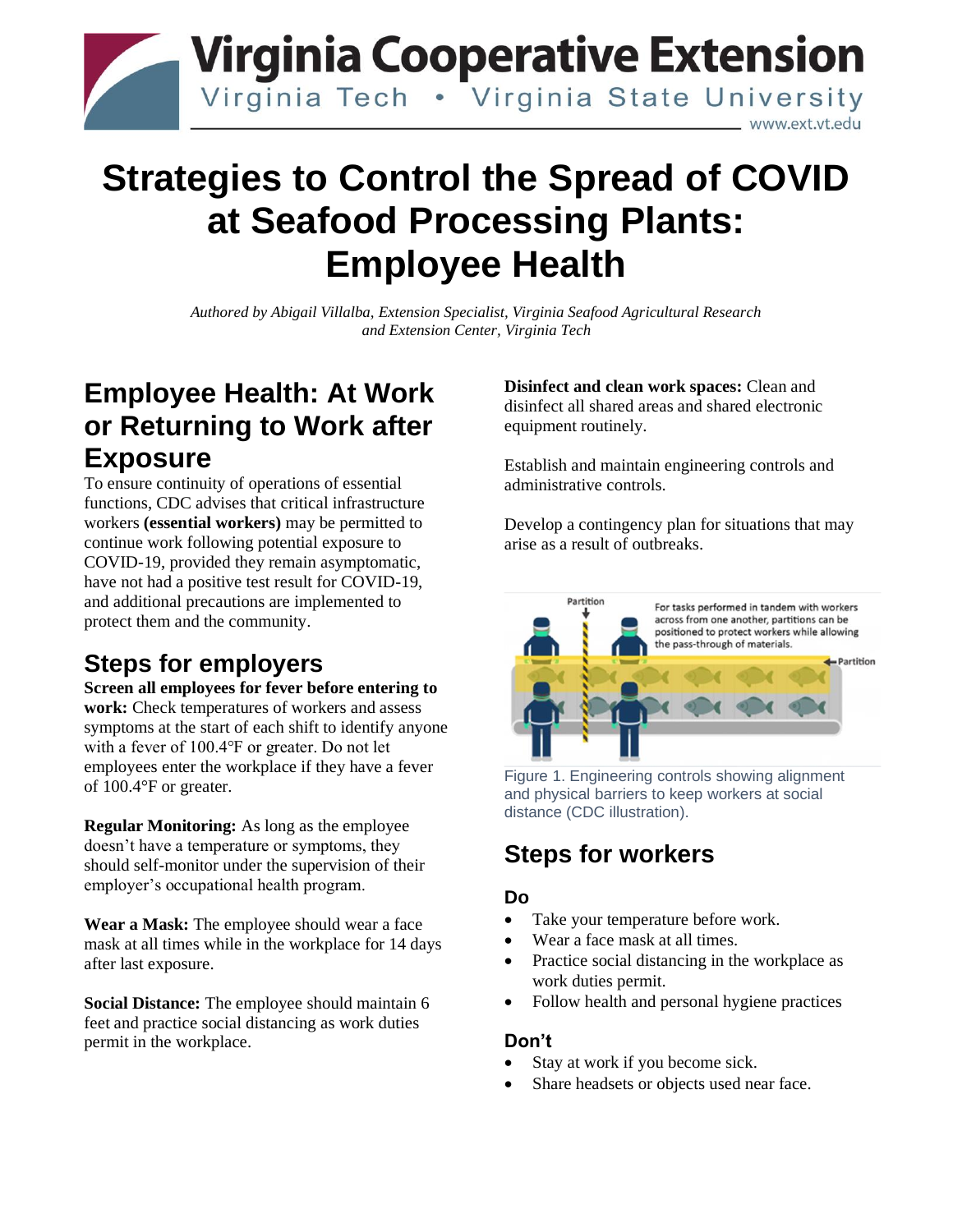Virginia Cooperative Extension
Virginia Tech • Virginia State University
www.ext.vt.edu

# Strategies to Control the Spread of COVID at Seafood Processing Plants: Employee Health

*Authored by Abigail Villalba, Extension Specialist, Virginia Seafood Agricultural Research and Extension Center, Virginia Tech*

## Employee Health: At Work or Returning to Work after Exposure

To ensure continuity of operations of essential functions, CDC advises that critical infrastructure workers **(essential workers)** may be permitted to continue work following potential exposure to COVID-19, provided they remain asymptomatic, have not had a positive test result for COVID-19, and additional precautions are implemented to protect them and the community.

## Steps for employers

**Screen all employees for fever before entering to work:** Check temperatures of workers and assess symptoms at the start of each shift to identify anyone with a fever of 100.4°F or greater. Do not let employees enter the workplace if they have a fever of 100.4°F or greater.

**Regular Monitoring:** As long as the employee doesn't have a temperature or symptoms, they should self-monitor under the supervision of their employer's occupational health program.

**Wear a Mask:** The employee should wear a face mask at all times while in the workplace for 14 days after last exposure.

**Social Distance:** The employee should maintain 6 feet and practice social distancing as work duties permit in the workplace.

**Disinfect and clean work spaces:** Clean and disinfect all shared areas and shared electronic equipment routinely.

Establish and maintain engineering controls and administrative controls.

Develop a contingency plan for situations that may arise as a result of outbreaks.

Partition

For tasks performed in tandem with workers across from one another, partitions can be positioned to protect workers while allowing the pass-through of materials.

Partition

Figure 1. Engineering controls showing alignment and physical barriers to keep workers at social distance (CDC illustration).

## Steps for workers

### Do

- Take your temperature before work.
- Wear a face mask at all times.
- Practice social distancing in the workplace as work duties permit.
- Follow health and personal hygiene practices

### Don't

- Stay at work if you become sick.
- Share headsets or objects used near face.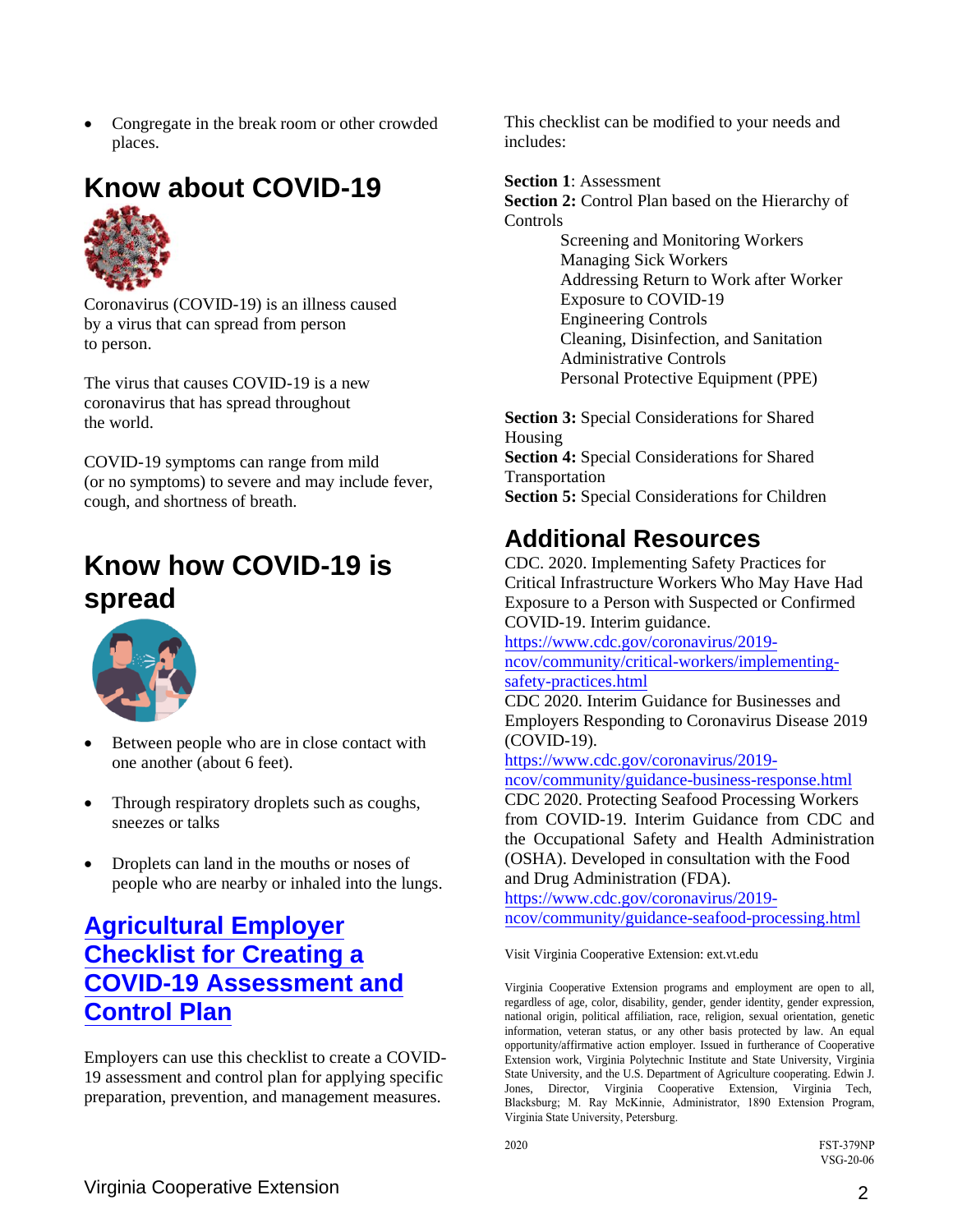- Congregate in the break room or other crowded places.

## Know about COVID-19

Coronavirus (COVID-19) is an illness caused by a virus that can spread from person to person.

The virus that causes COVID-19 is a new coronavirus that has spread throughout the world.

COVID-19 symptoms can range from mild (or no symptoms) to severe and may include fever, cough, and shortness of breath.

## Know how COVID-19 is spread

- Between people who are in close contact with one another (about 6 feet).
- Through respiratory droplets such as coughs, sneezes or talks
- Droplets can land in the mouths or noses of people who are nearby or inhaled into the lungs.

## Agricultural Employer Checklist for Creating a COVID-19 Assessment and Control Plan

Employers can use this checklist to create a COVID-19 assessment and control plan for applying specific preparation, prevention, and management measures.

This checklist can be modified to your needs and includes:

**Section 1**: Assessment
**Section 2:** Control Plan based on the Hierarchy of Controls

- Screening and Monitoring Workers
- Managing Sick Workers
- Addressing Return to Work after Worker Exposure to COVID-19
- Engineering Controls
- Cleaning, Disinfection, and Sanitation
- Administrative Controls
- Personal Protective Equipment (PPE)

**Section 3:** Special Considerations for Shared Housing
**Section 4:** Special Considerations for Shared Transportation
**Section 5:** Special Considerations for Children

## Additional Resources

CDC. 2020. Implementing Safety Practices for Critical Infrastructure Workers Who May Have Had Exposure to a Person with Suspected or Confirmed COVID-19. Interim guidance.
https://www.cdc.gov/coronavirus/2019-ncov/community/critical-workers/implementing-safety-practices.html
CDC 2020. Interim Guidance for Businesses and Employers Responding to Coronavirus Disease 2019 (COVID-19).
https://www.cdc.gov/coronavirus/2019-ncov/community/guidance-business-response.html
CDC 2020. Protecting Seafood Processing Workers from COVID-19. Interim Guidance from CDC and the Occupational Safety and Health Administration (OSHA). Developed in consultation with the Food and Drug Administration (FDA).
https://www.cdc.gov/coronavirus/2019-ncov/community/guidance-seafood-processing.html

Visit Virginia Cooperative Extension: ext.vt.edu

Virginia Cooperative Extension programs and employment are open to all, regardless of age, color, disability, gender, gender identity, gender expression, national origin, political affiliation, race, religion, sexual orientation, genetic information, veteran status, or any other basis protected by law. An equal opportunity/affirmative action employer. Issued in furtherance of Cooperative Extension work, Virginia Polytechnic Institute and State University, Virginia State University, and the U.S. Department of Agriculture cooperating. Edwin J. Jones, Director, Virginia Cooperative Extension, Virginia Tech, Blacksburg; M. Ray McKinnie, Administrator, 1890 Extension Program, Virginia State University, Petersburg.

2020

FST-379NP
VSG-20-06